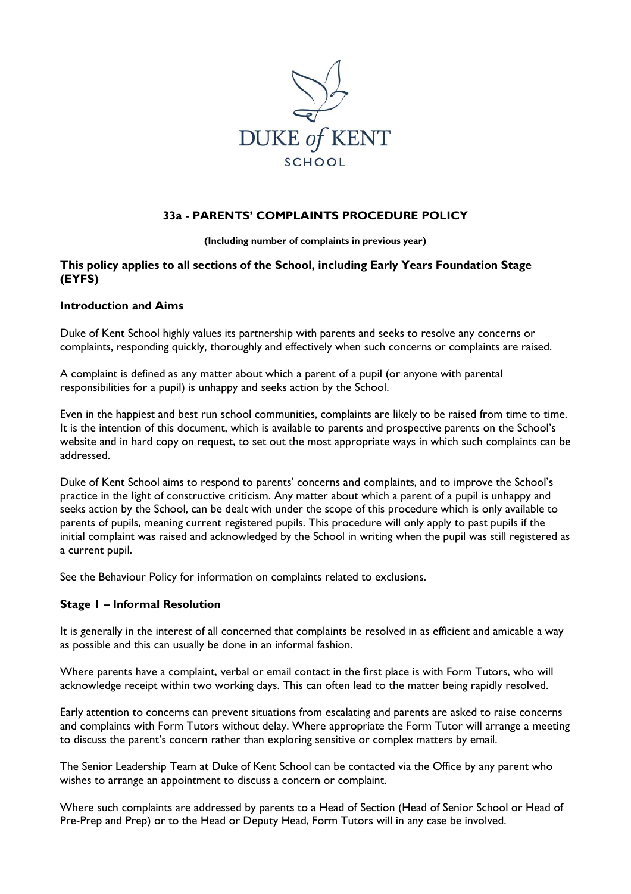DUKE of KENT
SCHOOL

# 33a - PARENTS' COMPLAINTS PROCEDURE POLICY

**(Including number of complaints in previous year)**

**This policy applies to all sections of the School, including Early Years Foundation Stage (EYFS)**

## Introduction and Aims

Duke of Kent School highly values its partnership with parents and seeks to resolve any concerns or complaints, responding quickly, thoroughly and effectively when such concerns or complaints are raised.

A complaint is defined as any matter about which a parent of a pupil (or anyone with parental responsibilities for a pupil) is unhappy and seeks action by the School.

Even in the happiest and best run school communities, complaints are likely to be raised from time to time. It is the intention of this document, which is available to parents and prospective parents on the School's website and in hard copy on request, to set out the most appropriate ways in which such complaints can be addressed.

Duke of Kent School aims to respond to parents' concerns and complaints, and to improve the School's practice in the light of constructive criticism. Any matter about which a parent of a pupil is unhappy and seeks action by the School, can be dealt with under the scope of this procedure which is only available to parents of pupils, meaning current registered pupils. This procedure will only apply to past pupils if the initial complaint was raised and acknowledged by the School in writing when the pupil was still registered as a current pupil.

See the Behaviour Policy for information on complaints related to exclusions.

## Stage 1 – Informal Resolution

It is generally in the interest of all concerned that complaints be resolved in as efficient and amicable a way as possible and this can usually be done in an informal fashion.

Where parents have a complaint, verbal or email contact in the first place is with Form Tutors, who will acknowledge receipt within two working days. This can often lead to the matter being rapidly resolved.

Early attention to concerns can prevent situations from escalating and parents are asked to raise concerns and complaints with Form Tutors without delay. Where appropriate the Form Tutor will arrange a meeting to discuss the parent's concern rather than exploring sensitive or complex matters by email.

The Senior Leadership Team at Duke of Kent School can be contacted via the Office by any parent who wishes to arrange an appointment to discuss a concern or complaint.

Where such complaints are addressed by parents to a Head of Section (Head of Senior School or Head of Pre-Prep and Prep) or to the Head or Deputy Head, Form Tutors will in any case be involved.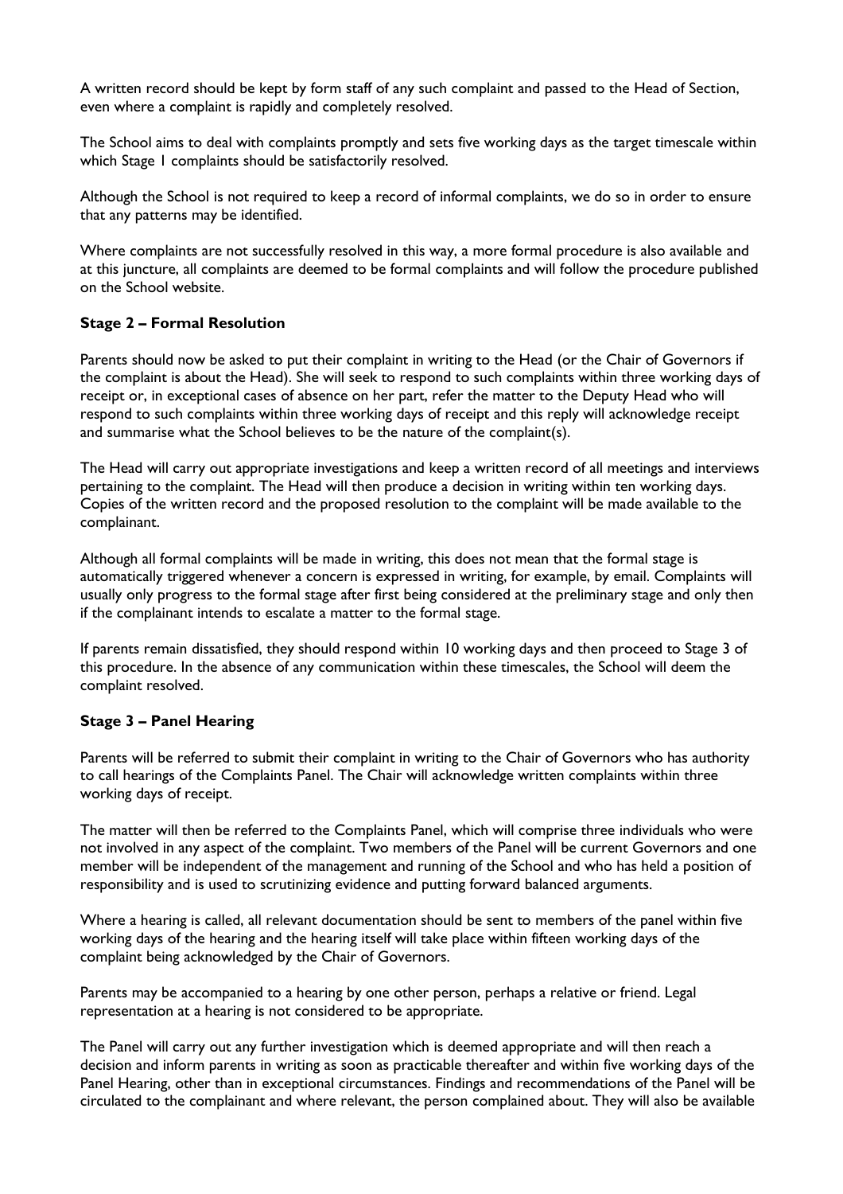A written record should be kept by form staff of any such complaint and passed to the Head of Section, even where a complaint is rapidly and completely resolved.

The School aims to deal with complaints promptly and sets five working days as the target timescale within which Stage 1 complaints should be satisfactorily resolved.

Although the School is not required to keep a record of informal complaints, we do so in order to ensure that any patterns may be identified.

Where complaints are not successfully resolved in this way, a more formal procedure is also available and at this juncture, all complaints are deemed to be formal complaints and will follow the procedure published on the School website.

**Stage 2 – Formal Resolution**

Parents should now be asked to put their complaint in writing to the Head (or the Chair of Governors if the complaint is about the Head). She will seek to respond to such complaints within three working days of receipt or, in exceptional cases of absence on her part, refer the matter to the Deputy Head who will respond to such complaints within three working days of receipt and this reply will acknowledge receipt and summarise what the School believes to be the nature of the complaint(s).

The Head will carry out appropriate investigations and keep a written record of all meetings and interviews pertaining to the complaint. The Head will then produce a decision in writing within ten working days. Copies of the written record and the proposed resolution to the complaint will be made available to the complainant.

Although all formal complaints will be made in writing, this does not mean that the formal stage is automatically triggered whenever a concern is expressed in writing, for example, by email. Complaints will usually only progress to the formal stage after first being considered at the preliminary stage and only then if the complainant intends to escalate a matter to the formal stage.

If parents remain dissatisfied, they should respond within 10 working days and then proceed to Stage 3 of this procedure. In the absence of any communication within these timescales, the School will deem the complaint resolved.

**Stage 3 – Panel Hearing**

Parents will be referred to submit their complaint in writing to the Chair of Governors who has authority to call hearings of the Complaints Panel. The Chair will acknowledge written complaints within three working days of receipt.

The matter will then be referred to the Complaints Panel, which will comprise three individuals who were not involved in any aspect of the complaint. Two members of the Panel will be current Governors and one member will be independent of the management and running of the School and who has held a position of responsibility and is used to scrutinizing evidence and putting forward balanced arguments.

Where a hearing is called, all relevant documentation should be sent to members of the panel within five working days of the hearing and the hearing itself will take place within fifteen working days of the complaint being acknowledged by the Chair of Governors.

Parents may be accompanied to a hearing by one other person, perhaps a relative or friend. Legal representation at a hearing is not considered to be appropriate.

The Panel will carry out any further investigation which is deemed appropriate and will then reach a decision and inform parents in writing as soon as practicable thereafter and within five working days of the Panel Hearing, other than in exceptional circumstances. Findings and recommendations of the Panel will be circulated to the complainant and where relevant, the person complained about. They will also be available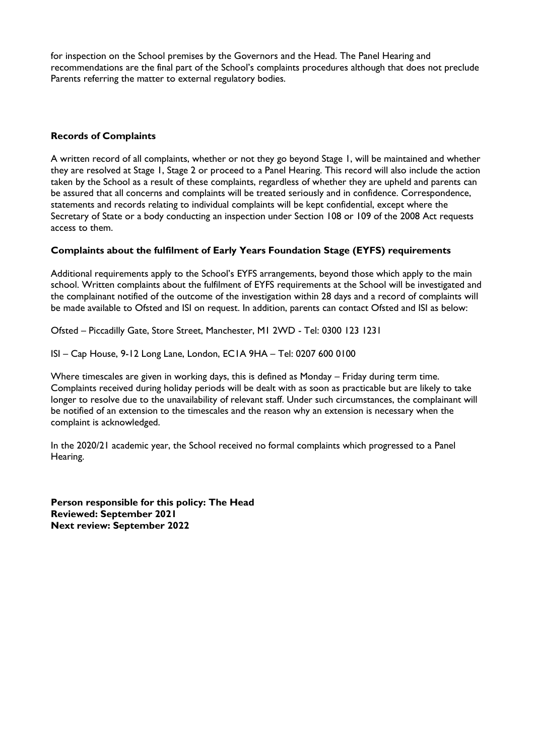for inspection on the School premises by the Governors and the Head. The Panel Hearing and recommendations are the final part of the School's complaints procedures although that does not preclude Parents referring the matter to external regulatory bodies.

**Records of Complaints**

A written record of all complaints, whether or not they go beyond Stage 1, will be maintained and whether they are resolved at Stage 1, Stage 2 or proceed to a Panel Hearing. This record will also include the action taken by the School as a result of these complaints, regardless of whether they are upheld and parents can be assured that all concerns and complaints will be treated seriously and in confidence. Correspondence, statements and records relating to individual complaints will be kept confidential, except where the Secretary of State or a body conducting an inspection under Section 108 or 109 of the 2008 Act requests access to them.

**Complaints about the fulfilment of Early Years Foundation Stage (EYFS) requirements**

Additional requirements apply to the School's EYFS arrangements, beyond those which apply to the main school. Written complaints about the fulfilment of EYFS requirements at the School will be investigated and the complainant notified of the outcome of the investigation within 28 days and a record of complaints will be made available to Ofsted and ISI on request. In addition, parents can contact Ofsted and ISI as below:

Ofsted – Piccadilly Gate, Store Street, Manchester, M1 2WD - Tel: 0300 123 1231

ISI – Cap House, 9-12 Long Lane, London, EC1A 9HA – Tel: 0207 600 0100

Where timescales are given in working days, this is defined as Monday – Friday during term time. Complaints received during holiday periods will be dealt with as soon as practicable but are likely to take longer to resolve due to the unavailability of relevant staff. Under such circumstances, the complainant will be notified of an extension to the timescales and the reason why an extension is necessary when the complaint is acknowledged.

In the 2020/21 academic year, the School received no formal complaints which progressed to a Panel Hearing.

**Person responsible for this policy: The Head**
**Reviewed: September 2021**
**Next review: September 2022**